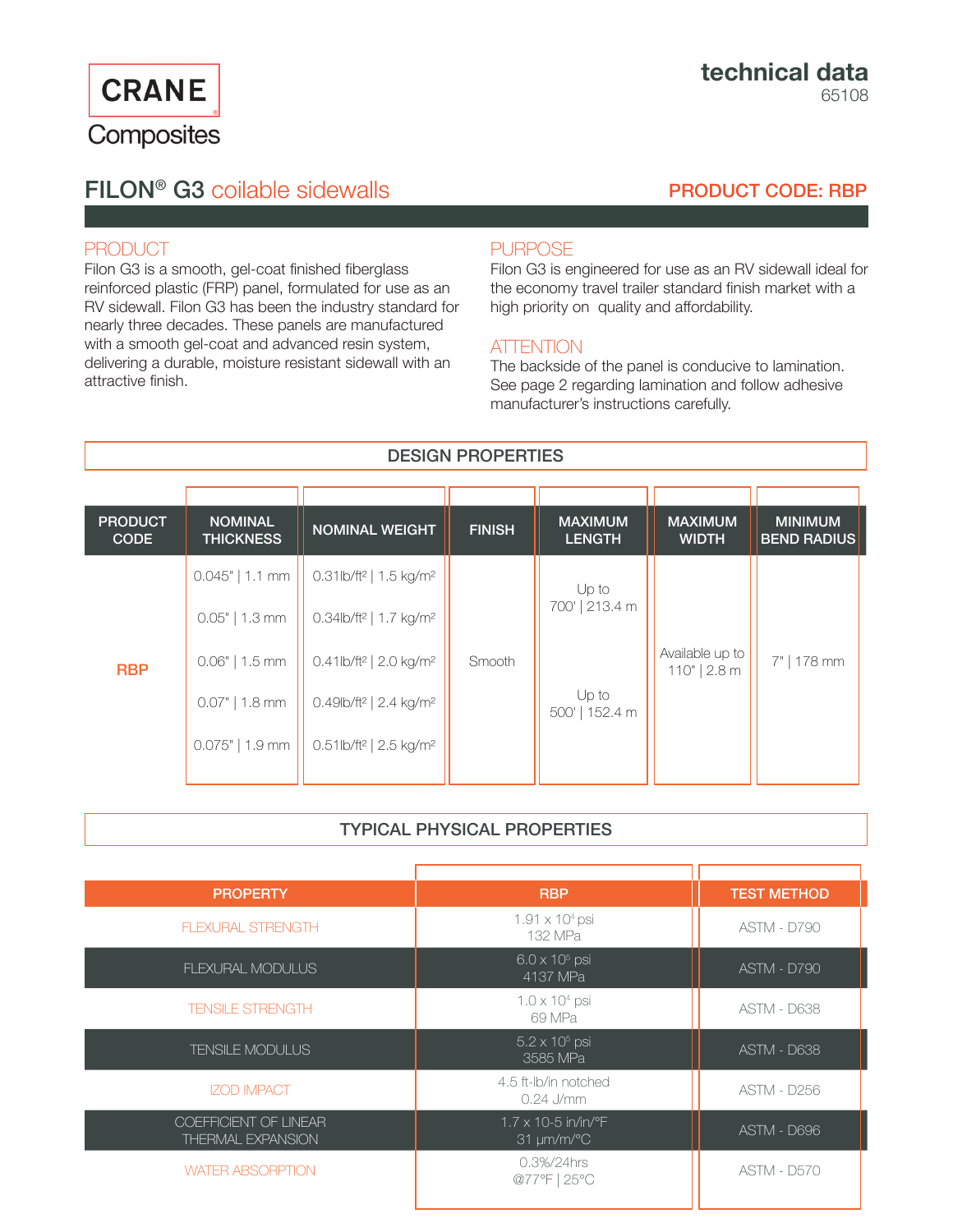CRANE Composites

# technical data

65108

## FILON® G3 coilable sidewalls

**PRODUCT CODE: RBP**

### PRODUCT

Filon G3 is a smooth, gel-coat finished fiberglass reinforced plastic (FRP) panel, formulated for use as an RV sidewall. Filon G3 has been the industry standard for nearly three decades. These panels are manufactured with a smooth gel-coat and advanced resin system, delivering a durable, moisture resistant sidewall with an attractive finish.

### PURPOSE

Filon G3 is engineered for use as an RV sidewall ideal for the economy travel trailer standard finish market with a high priority on quality and affordability.

### ATTENTION

The backside of the panel is conducive to lamination. See page 2 regarding lamination and follow adhesive manufacturer's instructions carefully.

### DESIGN PROPERTIES

| PRODUCT CODE | NOMINAL THICKNESS | NOMINAL WEIGHT | FINISH | MAXIMUM LENGTH | MAXIMUM WIDTH | MINIMUM BEND RADIUS |
|---|---|---|---|---|---|---|
| RBP | 0.045" \| 1.1 mm | 0.31lb/ft² \| 1.5 kg/m² | Smooth | Up to 700' \| 213.4 m | Available up to 110" \| 2.8 m | 7" \| 178 mm |
| | 0.05" \| 1.3 mm | 0.34lb/ft² \| 1.7 kg/m² | | | | |
| | 0.06" \| 1.5 mm | 0.41lb/ft² \| 2.0 kg/m² | | | | |
| | 0.07" \| 1.8 mm | 0.49lb/ft² \| 2.4 kg/m² | | Up to 500' \| 152.4 m | | |
| | 0.075" \| 1.9 mm | 0.51lb/ft² \| 2.5 kg/m² | | | | |

### TYPICAL PHYSICAL PROPERTIES

| PROPERTY | RBP | TEST METHOD |
|---|---|---|
| FLEXURAL STRENGTH | $1.91 \times 10^4$ psi<br>132 MPa | ASTM - D790 |
| FLEXURAL MODULUS | $6.0 \times 10^5$ psi<br>4137 MPa | ASTM - D790 |
| TENSILE STRENGTH | $1.0 \times 10^4$ psi<br>69 MPa | ASTM - D638 |
| TENSILE MODULUS | $5.2 \times 10^5$ psi<br>3585 MPa | ASTM - D638 |
| IZOD IMPACT | 4.5 ft-lb/in notched<br>0.24 J/mm | ASTM - D256 |
| COEFFICIENT OF LINEAR THERMAL EXPANSION | 1.7 x 10-5 in/in/°F<br>31 µm/m/°C | ASTM - D696 |
| WATER ABSORPTION | 0.3%/24hrs<br>@77°F \| 25°C | ASTM - D570 |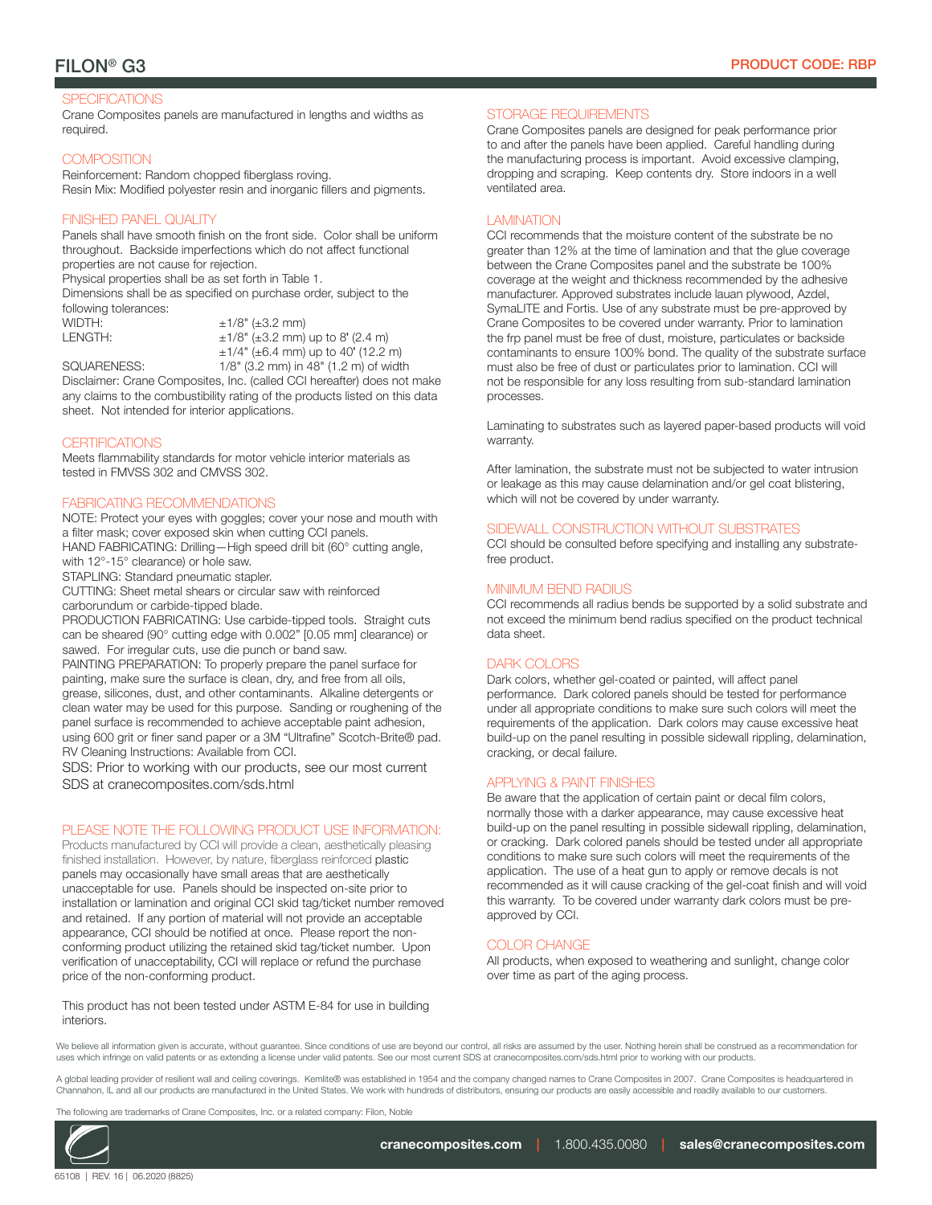# FILON® G3

PRODUCT CODE: RBP

## SPECIFICATIONS

Crane Composites panels are manufactured in lengths and widths as required.

## COMPOSITION

Reinforcement: Random chopped fiberglass roving.
Resin Mix: Modified polyester resin and inorganic fillers and pigments.

## FINISHED PANEL QUALITY

Panels shall have smooth finish on the front side. Color shall be uniform throughout. Backside imperfections which do not affect functional properties are not cause for rejection.
Physical properties shall be as set forth in Table 1.
Dimensions shall be as specified on purchase order, subject to the following tolerances:

| | |
|---|---|
| WIDTH: | ±1/8" (±3.2 mm) |
| LENGTH: | ±1/8" (±3.2 mm) up to 8' (2.4 m) |
| | ±1/4" (±6.4 mm) up to 40' (12.2 m) |
| SQUARENESS: | 1/8" (3.2 mm) in 48" (1.2 m) of width |

Disclaimer: Crane Composites, Inc. (called CCI hereafter) does not make any claims to the combustibility rating of the products listed on this data sheet. Not intended for interior applications.

## CERTIFICATIONS

Meets flammability standards for motor vehicle interior materials as tested in FMVSS 302 and CMVSS 302.

## FABRICATING RECOMMENDATIONS

NOTE: Protect your eyes with goggles; cover your nose and mouth with a filter mask; cover exposed skin when cutting CCI panels.
HAND FABRICATING: Drilling—High speed drill bit (60° cutting angle, with 12°-15° clearance) or hole saw.
STAPLING: Standard pneumatic stapler.
CUTTING: Sheet metal shears or circular saw with reinforced carborundum or carbide-tipped blade.
PRODUCTION FABRICATING: Use carbide-tipped tools. Straight cuts can be sheared (90° cutting edge with 0.002" [0.05 mm] clearance) or sawed. For irregular cuts, use die punch or band saw.
PAINTING PREPARATION: To properly prepare the panel surface for painting, make sure the surface is clean, dry, and free from all oils, grease, silicones, dust, and other contaminants. Alkaline detergents or clean water may be used for this purpose. Sanding or roughening of the panel surface is recommended to achieve acceptable paint adhesion, using 600 grit or finer sand paper or a 3M "Ultrafine" Scotch-Brite® pad.
RV Cleaning Instructions: Available from CCI.

SDS: Prior to working with our products, see our most current SDS at cranecomposites.com/sds.html

## PLEASE NOTE THE FOLLOWING PRODUCT USE INFORMATION:

Products manufactured by CCI will provide a clean, aesthetically pleasing finished installation. However, by nature, fiberglass reinforced plastic panels may occasionally have small areas that are aesthetically unacceptable for use. Panels should be inspected on-site prior to installation or lamination and original CCI skid tag/ticket number removed and retained. If any portion of material will not provide an acceptable appearance, CCI should be notified at once. Please report the non-conforming product utilizing the retained skid tag/ticket number. Upon verification of unacceptability, CCI will replace or refund the purchase price of the non-conforming product.

This product has not been tested under ASTM E-84 for use in building interiors.

## STORAGE REQUIREMENTS

Crane Composites panels are designed for peak performance prior to and after the panels have been applied. Careful handling during the manufacturing process is important. Avoid excessive clamping, dropping and scraping. Keep contents dry. Store indoors in a well ventilated area.

## LAMINATION

CCI recommends that the moisture content of the substrate be no greater than 12% at the time of lamination and that the glue coverage between the Crane Composites panel and the substrate be 100% coverage at the weight and thickness recommended by the adhesive manufacturer. Approved substrates include lauan plywood, Azdel, SymaLITE and Fortis. Use of any substrate must be pre-approved by Crane Composites to be covered under warranty. Prior to lamination the frp panel must be free of dust, moisture, particulates or backside contaminants to ensure 100% bond. The quality of the substrate surface must also be free of dust or particulates prior to lamination. CCI will not be responsible for any loss resulting from sub-standard lamination processes.

Laminating to substrates such as layered paper-based products will void warranty.

After lamination, the substrate must not be subjected to water intrusion or leakage as this may cause delamination and/or gel coat blistering, which will not be covered by under warranty.

## SIDEWALL CONSTRUCTION WITHOUT SUBSTRATES

CCI should be consulted before specifying and installing any substrate-free product.

## MINIMUM BEND RADIUS

CCI recommends all radius bends be supported by a solid substrate and not exceed the minimum bend radius specified on the product technical data sheet.

## DARK COLORS

Dark colors, whether gel-coated or painted, will affect panel performance. Dark colored panels should be tested for performance under all appropriate conditions to make sure such colors will meet the requirements of the application. Dark colors may cause excessive heat build-up on the panel resulting in possible sidewall rippling, delamination, cracking, or decal failure.

## APPLYING & PAINT FINISHES

Be aware that the application of certain paint or decal film colors, normally those with a darker appearance, may cause excessive heat build-up on the panel resulting in possible sidewall rippling, delamination, or cracking. Dark colored panels should be tested under all appropriate conditions to make sure such colors will meet the requirements of the application. The use of a heat gun to apply or remove decals is not recommended as it will cause cracking of the gel-coat finish and will void this warranty. To be covered under warranty dark colors must be pre-approved by CCI.

## COLOR CHANGE

All products, when exposed to weathering and sunlight, change color over time as part of the aging process.

We believe all information given is accurate, without guarantee. Since conditions of use are beyond our control, all risks are assumed by the user. Nothing herein shall be construed as a recommendation for uses which infringe on valid patents or as extending a license under valid patents. See our most current SDS at cranecomposites.com/sds.html prior to working with our products.

A global leading provider of resilient wall and ceiling coverings. Kemlite® was established in 1954 and the company changed names to Crane Composites in 2007. Crane Composites is headquartered in Channahon, IL and all our products are manufactured in the United States. We work with hundreds of distributors, ensuring our products are easily accessible and readily available to our customers.

The following are trademarks of Crane Composites, Inc. or a related company: Filon, Noble

cranecomposites.com | 1.800.435.0080 | sales@cranecomposites.com

65108 | REV. 16 | 06.2020 (8825)